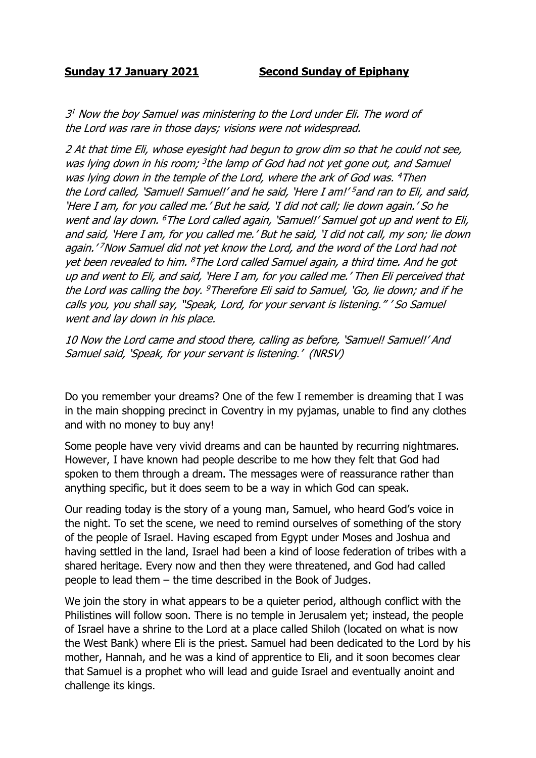**Sunday 17 January 2021** **Second Sunday of Epiphany**

*3[1] Now the boy Samuel was ministering to the Lord under Eli. The word of the Lord was rare in those days; visions were not widespread.*

*2 At that time Eli, whose eyesight had begun to grow dim so that he could not see, was lying down in his room; [3]the lamp of God had not yet gone out, and Samuel was lying down in the temple of the Lord, where the ark of God was. [4]Then the Lord called, 'Samuel! Samuel!' and he said, 'Here I am!' [5]and ran to Eli, and said, 'Here I am, for you called me.' But he said, 'I did not call; lie down again.' So he went and lay down. [6]The Lord called again, 'Samuel!' Samuel got up and went to Eli, and said, 'Here I am, for you called me.' But he said, 'I did not call, my son; lie down again.' [7]Now Samuel did not yet know the Lord, and the word of the Lord had not yet been revealed to him. [8]The Lord called Samuel again, a third time. And he got up and went to Eli, and said, 'Here I am, for you called me.' Then Eli perceived that the Lord was calling the boy. [9]Therefore Eli said to Samuel, 'Go, lie down; and if he calls you, you shall say, "Speak, Lord, for your servant is listening." ' So Samuel went and lay down in his place.*

*10 Now the Lord came and stood there, calling as before, 'Samuel! Samuel!' And Samuel said, 'Speak, for your servant is listening.' (NRSV)*

Do you remember your dreams? One of the few I remember is dreaming that I was in the main shopping precinct in Coventry in my pyjamas, unable to find any clothes and with no money to buy any!

Some people have very vivid dreams and can be haunted by recurring nightmares. However, I have known had people describe to me how they felt that God had spoken to them through a dream. The messages were of reassurance rather than anything specific, but it does seem to be a way in which God can speak.

Our reading today is the story of a young man, Samuel, who heard God's voice in the night. To set the scene, we need to remind ourselves of something of the story of the people of Israel. Having escaped from Egypt under Moses and Joshua and having settled in the land, Israel had been a kind of loose federation of tribes with a shared heritage. Every now and then they were threatened, and God had called people to lead them – the time described in the Book of Judges.

We join the story in what appears to be a quieter period, although conflict with the Philistines will follow soon. There is no temple in Jerusalem yet; instead, the people of Israel have a shrine to the Lord at a place called Shiloh (located on what is now the West Bank) where Eli is the priest. Samuel had been dedicated to the Lord by his mother, Hannah, and he was a kind of apprentice to Eli, and it soon becomes clear that Samuel is a prophet who will lead and guide Israel and eventually anoint and challenge its kings.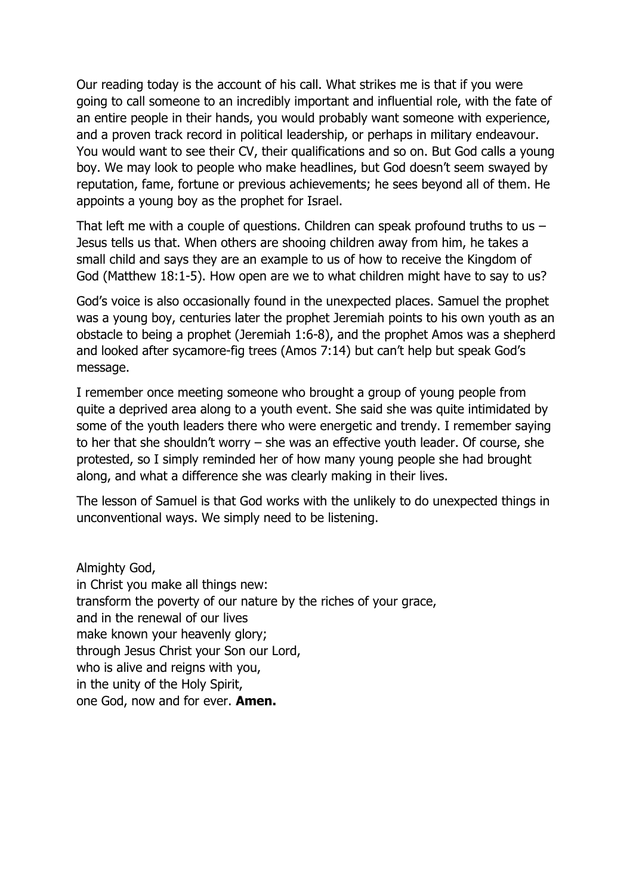Our reading today is the account of his call. What strikes me is that if you were going to call someone to an incredibly important and influential role, with the fate of an entire people in their hands, you would probably want someone with experience, and a proven track record in political leadership, or perhaps in military endeavour. You would want to see their CV, their qualifications and so on. But God calls a young boy. We may look to people who make headlines, but God doesn't seem swayed by reputation, fame, fortune or previous achievements; he sees beyond all of them. He appoints a young boy as the prophet for Israel.

That left me with a couple of questions. Children can speak profound truths to us – Jesus tells us that. When others are shooing children away from him, he takes a small child and says they are an example to us of how to receive the Kingdom of God (Matthew 18:1-5). How open are we to what children might have to say to us?

God's voice is also occasionally found in the unexpected places. Samuel the prophet was a young boy, centuries later the prophet Jeremiah points to his own youth as an obstacle to being a prophet (Jeremiah 1:6-8), and the prophet Amos was a shepherd and looked after sycamore-fig trees (Amos 7:14) but can't help but speak God's message.

I remember once meeting someone who brought a group of young people from quite a deprived area along to a youth event. She said she was quite intimidated by some of the youth leaders there who were energetic and trendy. I remember saying to her that she shouldn't worry – she was an effective youth leader. Of course, she protested, so I simply reminded her of how many young people she had brought along, and what a difference she was clearly making in their lives.

The lesson of Samuel is that God works with the unlikely to do unexpected things in unconventional ways. We simply need to be listening.

Almighty God,  
in Christ you make all things new:  
transform the poverty of our nature by the riches of your grace,  
and in the renewal of our lives  
make known your heavenly glory;  
through Jesus Christ your Son our Lord,  
who is alive and reigns with you,  
in the unity of the Holy Spirit,  
one God, now and for ever. **Amen.**